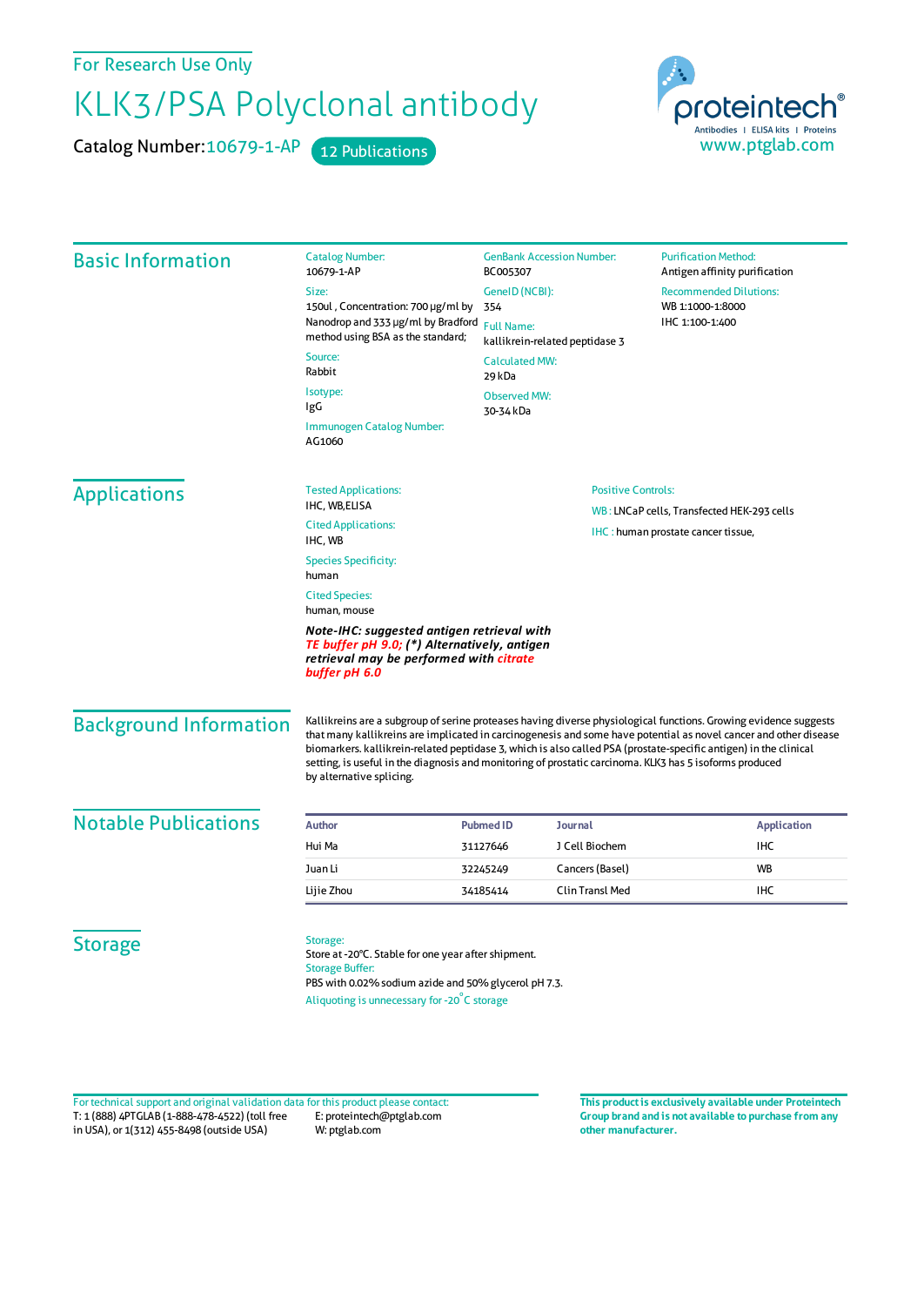For Research Use Only

# KLK3/PSA Polyclonal antibody

Catalog Number: 10679-1-AP    12 Publications

proteintech®
Antibodies | ELISA kits | Proteins
www.ptglab.com

## Basic Information

Catalog Number:
10679-1-AP

Size:
150ul , Concentration: 700 μg/ml by Nanodrop and 333 μg/ml by Bradford method using BSA as the standard;

Source:
Rabbit

Isotype:
IgG

Immunogen Catalog Number:
AG1060

GenBank Accession Number:
BC005307

GeneID (NCBI):
354

Full Name:
kallikrein-related peptidase 3

Calculated MW:
29 kDa

Observed MW:
30-34 kDa

Purification Method:
Antigen affinity purification

Recommended Dilutions:
WB 1:1000-1:8000
IHC 1:100-1:400

## Applications

Tested Applications:
IHC, WB,ELISA

Cited Applications:
IHC, WB

Species Specificity:
human

Cited Species:
human, mouse

***Note-IHC: suggested antigen retrieval with TE buffer pH 9.0; (\*) Alternatively, antigen retrieval may be performed with citrate buffer pH 6.0***

Positive Controls:

WB : LNCaP cells, Transfected HEK-293 cells

IHC : human prostate cancer tissue,

## Background Information

Kallikreins are a subgroup of serine proteases having diverse physiological functions. Growing evidence suggests that many kallikreins are implicated in carcinogenesis and some have potential as novel cancer and other disease biomarkers. kallikrein-related peptidase 3, which is also called PSA (prostate-specific antigen) in the clinical setting, is useful in the diagnosis and monitoring of prostatic carcinoma. KLK3 has 5 isoforms produced by alternative splicing.

## Notable Publications

| Author | Pubmed ID | Journal | Application |
|---|---|---|---|
| Hui Ma | 31127646 | J Cell Biochem | IHC |
| Juan Li | 32245249 | Cancers (Basel) | WB |
| Lijie Zhou | 34185414 | Clin Transl Med | IHC |

## Storage

Storage:
Store at -20°C. Stable for one year after shipment.

Storage Buffer:
PBS with 0.02% sodium azide and 50% glycerol pH 7.3.

Aliquoting is unnecessary for -20°C storage

For technical support and original validation data for this product please contact:
T: 1 (888) 4PTGLAB (1-888-478-4522) (toll free in USA), or 1(312) 455-8498 (outside USA)
E: proteintech@ptglab.com
W: ptglab.com

**This product is exclusively available under Proteintech Group brand and is not available to purchase from any other manufacturer.**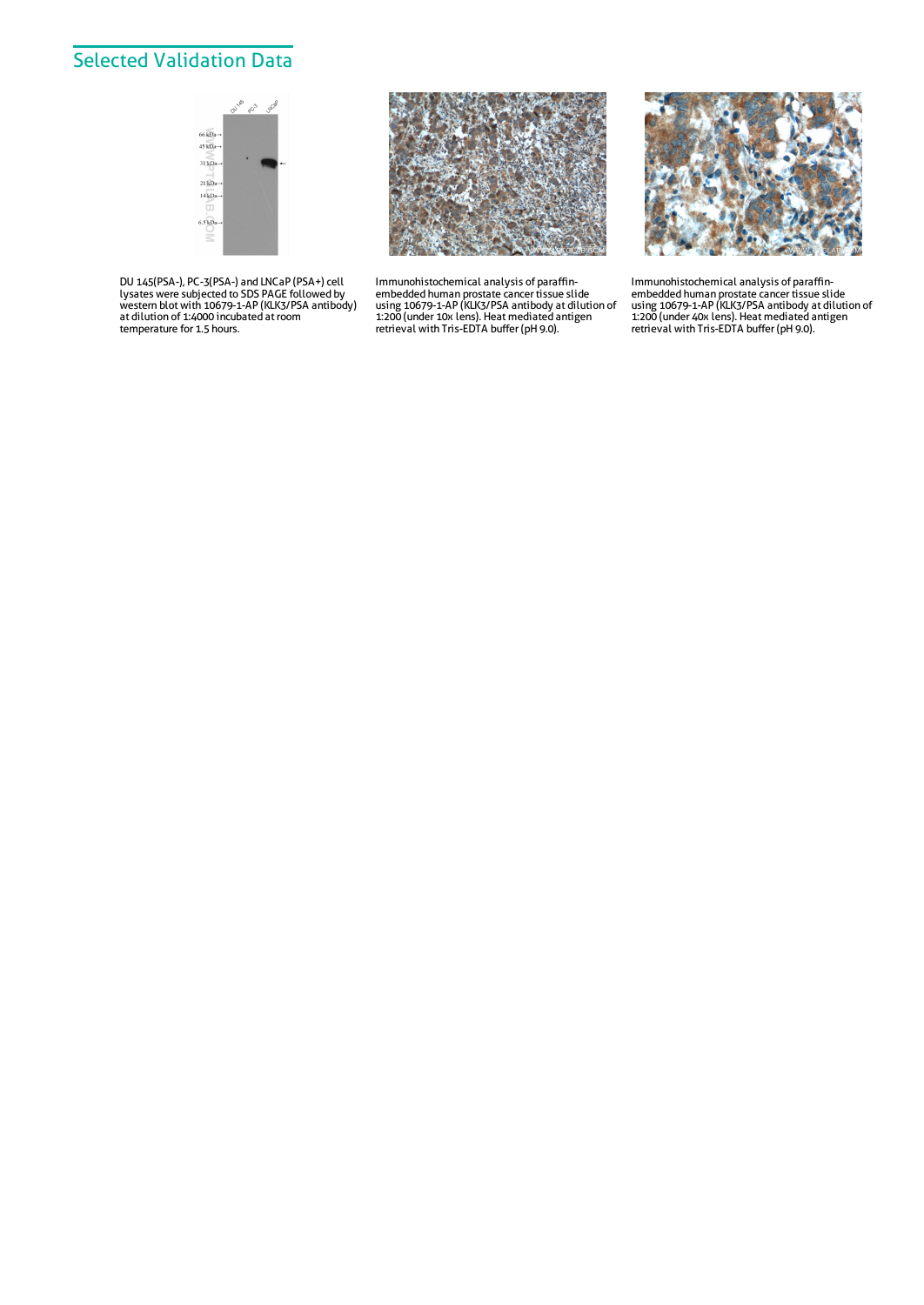## Selected Validation Data

DU 145(PSA-), PC-3(PSA-) and LNCaP (PSA+) cell lysates were subjected to SDS PAGE followed by western blot with 10679-1-AP (KLK3/PSA antibody) at dilution of 1:4000 incubated at room temperature for 1.5 hours.

Immunohistochemical analysis of paraffin-embedded human prostate cancer tissue slide using 10679-1-AP (KLK3/PSA antibody at dilution of 1:200 (under 10x lens). Heat mediated antigen retrieval with Tris-EDTA buffer (pH 9.0).

Immunohistochemical analysis of paraffin-embedded human prostate cancer tissue slide using 10679-1-AP (KLK3/PSA antibody at dilution of 1:200 (under 40x lens). Heat mediated antigen retrieval with Tris-EDTA buffer (pH 9.0).